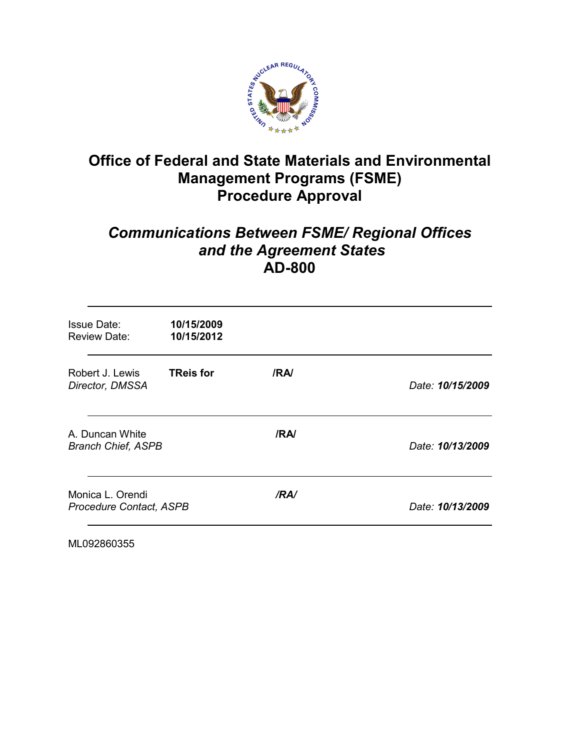# Office of Federal and State Materials and Environmental Management Programs (FSME) Procedure Approval

## *Communications Between FSME/ Regional Offices and the Agreement States*
## AD-800

| | |
|---|---|
| Issue Date: | **10/15/2009** |
| Review Date: | **10/15/2012** |

| | | | |
|---|---|---|---|
| Robert J. Lewis<br>*Director, DMSSA* | **TReis for** | **/RA/** | *Date:* ***10/15/2009*** |
| A. Duncan White<br>*Branch Chief, ASPB* | | **/RA/** | *Date:* ***10/13/2009*** |
| Monica L. Orendi<br>*Procedure Contact, ASPB* | | ***/RA/*** | *Date:* ***10/13/2009*** |

ML092860355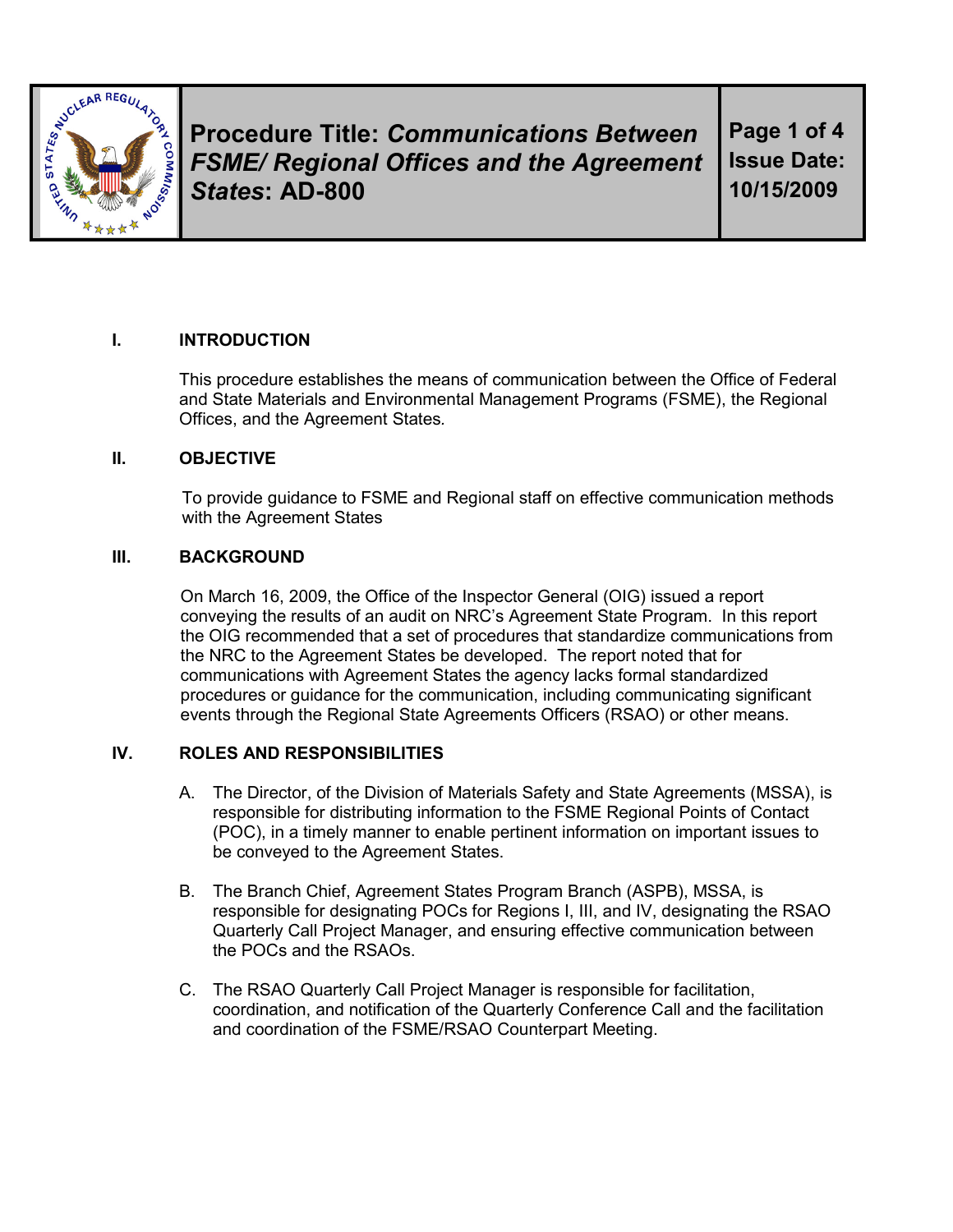**Procedure Title:** ***Communications Between FSME/ Regional Offices and the Agreement States*****: AD-800**

**Issue Date: 10/15/2009**

## I. INTRODUCTION

This procedure establishes the means of communication between the Office of Federal and State Materials and Environmental Management Programs (FSME), the Regional Offices, and the Agreement States.

## II. OBJECTIVE

To provide guidance to FSME and Regional staff on effective communication methods with the Agreement States

## III. BACKGROUND

On March 16, 2009, the Office of the Inspector General (OIG) issued a report conveying the results of an audit on NRC's Agreement State Program. In this report the OIG recommended that a set of procedures that standardize communications from the NRC to the Agreement States be developed. The report noted that for communications with Agreement States the agency lacks formal standardized procedures or guidance for the communication, including communicating significant events through the Regional State Agreements Officers (RSAO) or other means.

## IV. ROLES AND RESPONSIBILITIES

A. The Director, of the Division of Materials Safety and State Agreements (MSSA), is responsible for distributing information to the FSME Regional Points of Contact (POC), in a timely manner to enable pertinent information on important issues to be conveyed to the Agreement States.

B. The Branch Chief, Agreement States Program Branch (ASPB), MSSA, is responsible for designating POCs for Regions I, III, and IV, designating the RSAO Quarterly Call Project Manager, and ensuring effective communication between the POCs and the RSAOs.

C. The RSAO Quarterly Call Project Manager is responsible for facilitation, coordination, and notification of the Quarterly Conference Call and the facilitation and coordination of the FSME/RSAO Counterpart Meeting.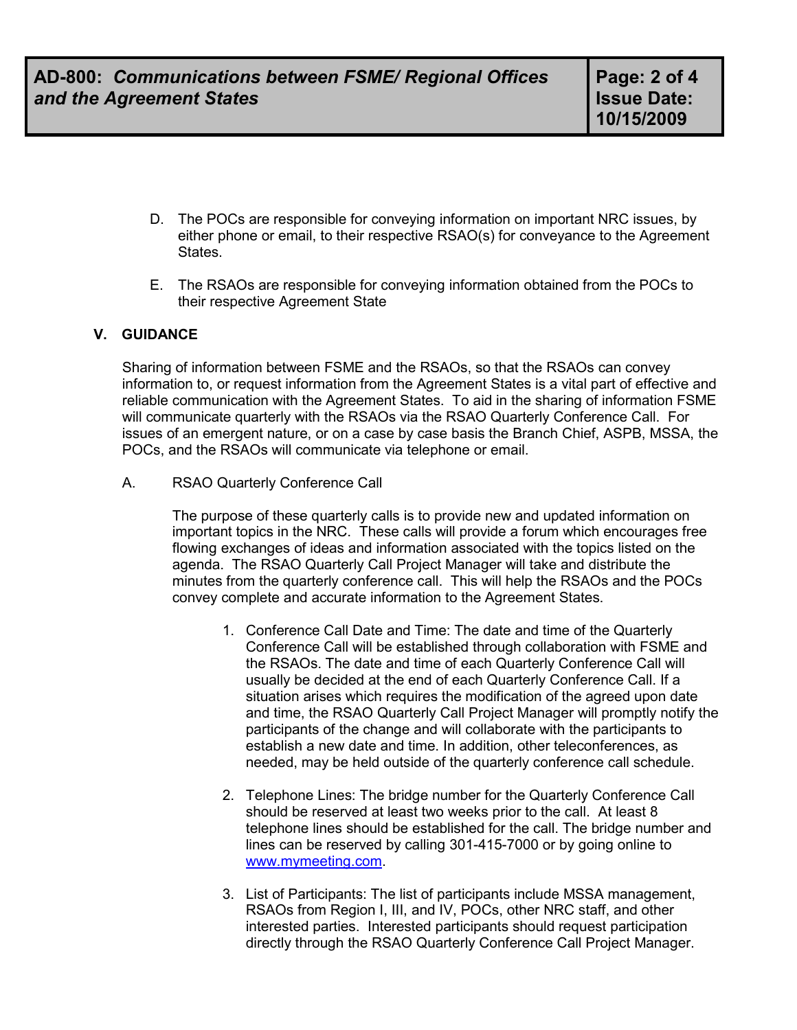D. The POCs are responsible for conveying information on important NRC issues, by either phone or email, to their respective RSAO(s) for conveyance to the Agreement States.

E. The RSAOs are responsible for conveying information obtained from the POCs to their respective Agreement State

## V. GUIDANCE

Sharing of information between FSME and the RSAOs, so that the RSAOs can convey information to, or request information from the Agreement States is a vital part of effective and reliable communication with the Agreement States. To aid in the sharing of information FSME will communicate quarterly with the RSAOs via the RSAO Quarterly Conference Call. For issues of an emergent nature, or on a case by case basis the Branch Chief, ASPB, MSSA, the POCs, and the RSAOs will communicate via telephone or email.

A. RSAO Quarterly Conference Call

The purpose of these quarterly calls is to provide new and updated information on important topics in the NRC. These calls will provide a forum which encourages free flowing exchanges of ideas and information associated with the topics listed on the agenda. The RSAO Quarterly Call Project Manager will take and distribute the minutes from the quarterly conference call. This will help the RSAOs and the POCs convey complete and accurate information to the Agreement States.

1. Conference Call Date and Time: The date and time of the Quarterly Conference Call will be established through collaboration with FSME and the RSAOs. The date and time of each Quarterly Conference Call will usually be decided at the end of each Quarterly Conference Call. If a situation arises which requires the modification of the agreed upon date and time, the RSAO Quarterly Call Project Manager will promptly notify the participants of the change and will collaborate with the participants to establish a new date and time. In addition, other teleconferences, as needed, may be held outside of the quarterly conference call schedule.

2. Telephone Lines: The bridge number for the Quarterly Conference Call should be reserved at least two weeks prior to the call. At least 8 telephone lines should be established for the call. The bridge number and lines can be reserved by calling 301-415-7000 or by going online to [www.mymeeting.com](www.mymeeting.com).

3. List of Participants: The list of participants include MSSA management, RSAOs from Region I, III, and IV, POCs, other NRC staff, and other interested parties. Interested participants should request participation directly through the RSAO Quarterly Conference Call Project Manager.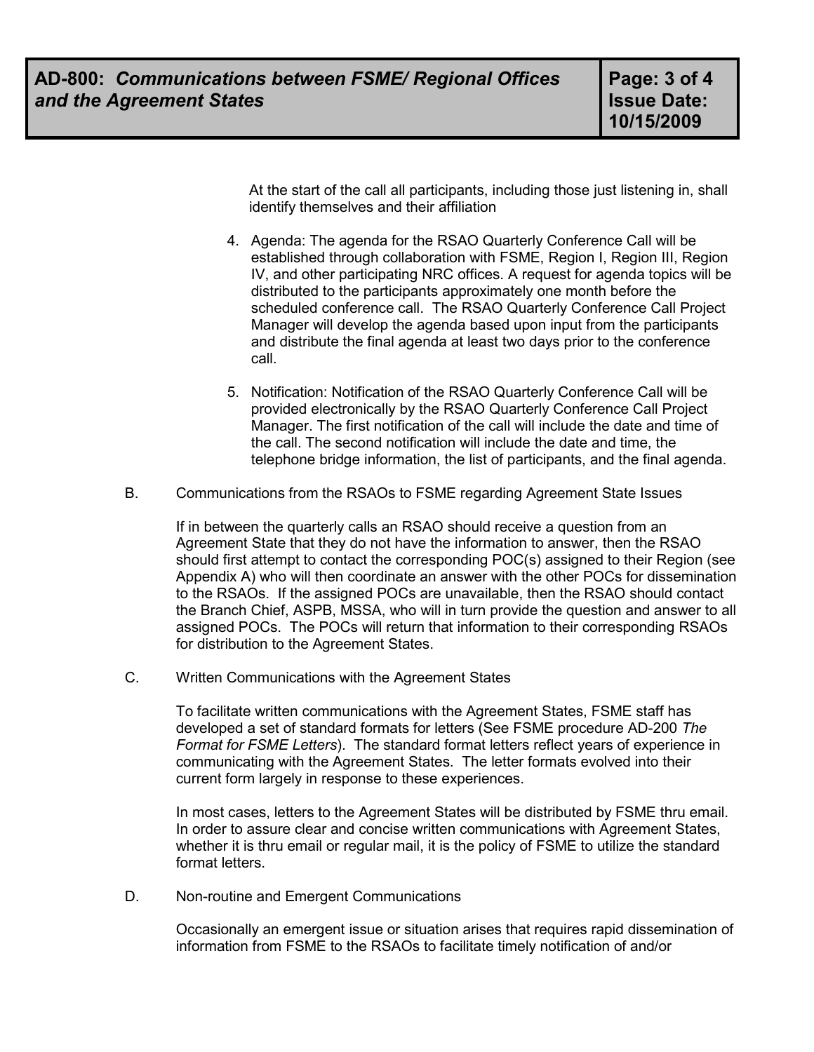At the start of the call all participants, including those just listening in, shall identify themselves and their affiliation

4. Agenda: The agenda for the RSAO Quarterly Conference Call will be established through collaboration with FSME, Region I, Region III, Region IV, and other participating NRC offices. A request for agenda topics will be distributed to the participants approximately one month before the scheduled conference call. The RSAO Quarterly Conference Call Project Manager will develop the agenda based upon input from the participants and distribute the final agenda at least two days prior to the conference call.

5. Notification: Notification of the RSAO Quarterly Conference Call will be provided electronically by the RSAO Quarterly Conference Call Project Manager. The first notification of the call will include the date and time of the call. The second notification will include the date and time, the telephone bridge information, the list of participants, and the final agenda.

B. Communications from the RSAOs to FSME regarding Agreement State Issues

If in between the quarterly calls an RSAO should receive a question from an Agreement State that they do not have the information to answer, then the RSAO should first attempt to contact the corresponding POC(s) assigned to their Region (see Appendix A) who will then coordinate an answer with the other POCs for dissemination to the RSAOs. If the assigned POCs are unavailable, then the RSAO should contact the Branch Chief, ASPB, MSSA, who will in turn provide the question and answer to all assigned POCs. The POCs will return that information to their corresponding RSAOs for distribution to the Agreement States.

C. Written Communications with the Agreement States

To facilitate written communications with the Agreement States, FSME staff has developed a set of standard formats for letters (See FSME procedure AD-200 *The Format for FSME Letters*). The standard format letters reflect years of experience in communicating with the Agreement States. The letter formats evolved into their current form largely in response to these experiences.

In most cases, letters to the Agreement States will be distributed by FSME thru email. In order to assure clear and concise written communications with Agreement States, whether it is thru email or regular mail, it is the policy of FSME to utilize the standard format letters.

D. Non-routine and Emergent Communications

Occasionally an emergent issue or situation arises that requires rapid dissemination of information from FSME to the RSAOs to facilitate timely notification of and/or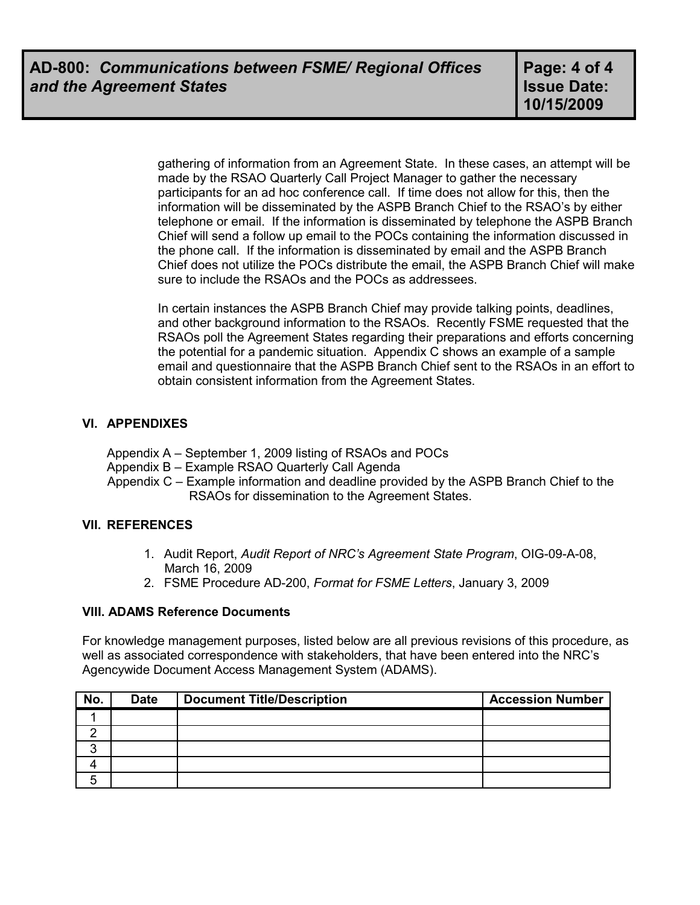gathering of information from an Agreement State. In these cases, an attempt will be made by the RSAO Quarterly Call Project Manager to gather the necessary participants for an ad hoc conference call. If time does not allow for this, then the information will be disseminated by the ASPB Branch Chief to the RSAO's by either telephone or email. If the information is disseminated by telephone the ASPB Branch Chief will send a follow up email to the POCs containing the information discussed in the phone call. If the information is disseminated by email and the ASPB Branch Chief does not utilize the POCs distribute the email, the ASPB Branch Chief will make sure to include the RSAOs and the POCs as addressees.

In certain instances the ASPB Branch Chief may provide talking points, deadlines, and other background information to the RSAOs. Recently FSME requested that the RSAOs poll the Agreement States regarding their preparations and efforts concerning the potential for a pandemic situation. Appendix C shows an example of a sample email and questionnaire that the ASPB Branch Chief sent to the RSAOs in an effort to obtain consistent information from the Agreement States.

## VI. APPENDIXES

Appendix A – September 1, 2009 listing of RSAOs and POCs
Appendix B – Example RSAO Quarterly Call Agenda
Appendix C – Example information and deadline provided by the ASPB Branch Chief to the RSAOs for dissemination to the Agreement States.

## VII. REFERENCES

1. Audit Report, *Audit Report of NRC's Agreement State Program*, OIG-09-A-08, March 16, 2009
2. FSME Procedure AD-200, *Format for FSME Letters*, January 3, 2009

## VIII. ADAMS Reference Documents

For knowledge management purposes, listed below are all previous revisions of this procedure, as well as associated correspondence with stakeholders, that have been entered into the NRC's Agencywide Document Access Management System (ADAMS).

| No. | Date | Document Title/Description | Accession Number |
|---|---|---|---|
| 1 | | | |
| 2 | | | |
| 3 | | | |
| 4 | | | |
| 5 | | | |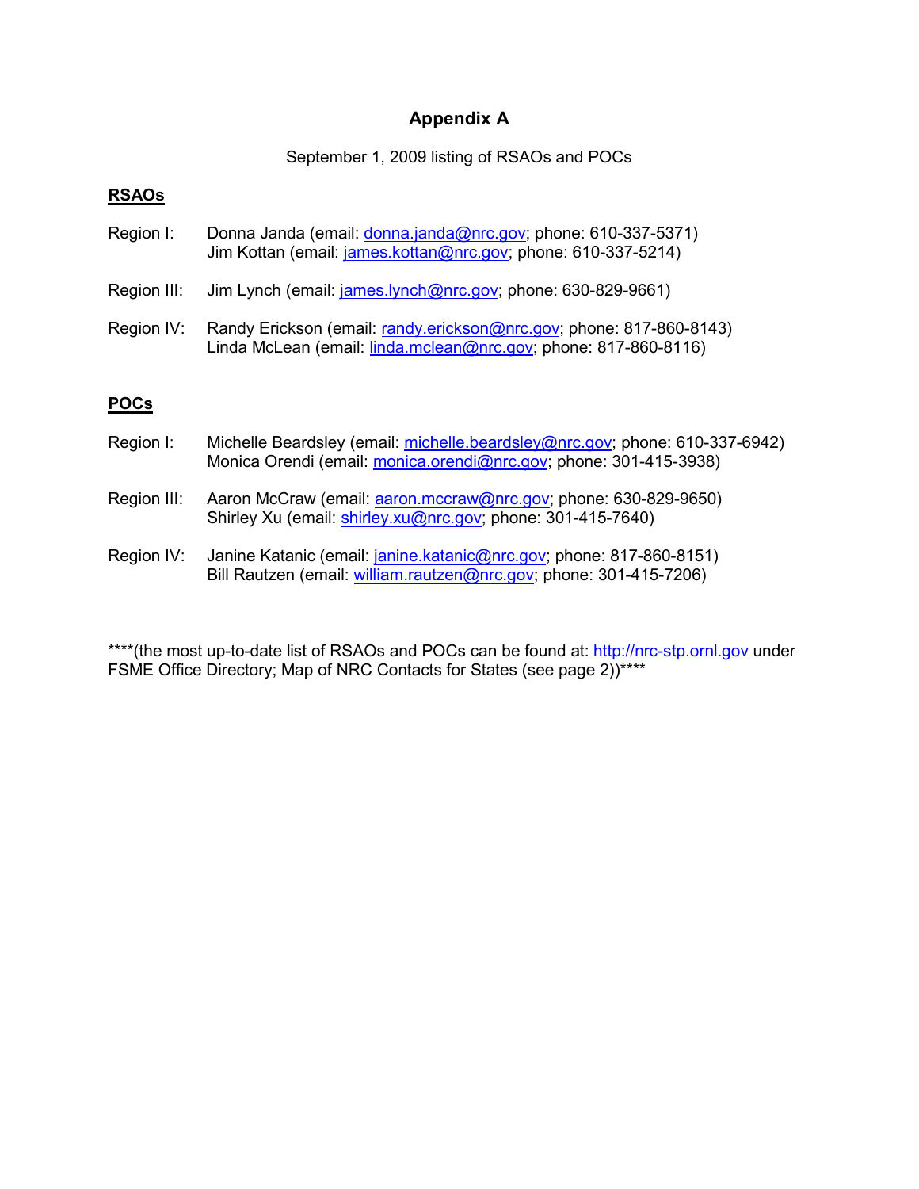# Appendix A

September 1, 2009 listing of RSAOs and POCs

**RSAOs**

Region I: Donna Janda (email: donna.janda@nrc.gov; phone: 610-337-5371)
Jim Kottan (email: james.kottan@nrc.gov; phone: 610-337-5214)

Region III: Jim Lynch (email: james.lynch@nrc.gov; phone: 630-829-9661)

Region IV: Randy Erickson (email: randy.erickson@nrc.gov; phone: 817-860-8143)
Linda McLean (email: linda.mclean@nrc.gov; phone: 817-860-8116)

**POCs**

Region I: Michelle Beardsley (email: michelle.beardsley@nrc.gov; phone: 610-337-6942)
Monica Orendi (email: monica.orendi@nrc.gov; phone: 301-415-3938)

Region III: Aaron McCraw (email: aaron.mccraw@nrc.gov; phone: 630-829-9650)
Shirley Xu (email: shirley.xu@nrc.gov; phone: 301-415-7640)

Region IV: Janine Katanic (email: janine.katanic@nrc.gov; phone: 817-860-8151)
Bill Rautzen (email: william.rautzen@nrc.gov; phone: 301-415-7206)

****(the most up-to-date list of RSAOs and POCs can be found at: http://nrc-stp.ornl.gov under FSME Office Directory; Map of NRC Contacts for States (see page 2))****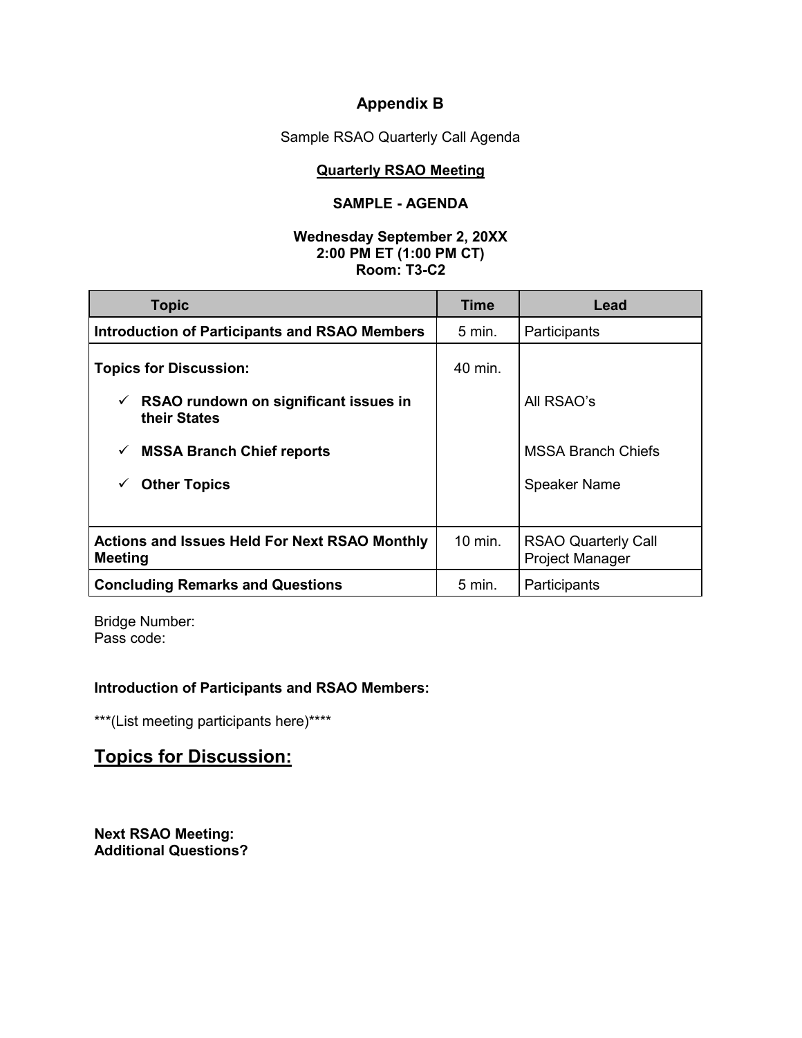# Appendix B

Sample RSAO Quarterly Call Agenda

**Quarterly RSAO Meeting**

**SAMPLE - AGENDA**

**Wednesday September 2, 20XX**
**2:00 PM ET (1:00 PM CT)**
**Room: T3-C2**

| Topic | Time | Lead |
| --- | --- | --- |
| **Introduction of Participants and RSAO Members** | 5 min. | Participants |
| **Topics for Discussion:** | 40 min. | |
| ✓ **RSAO rundown on significant issues in their States** | | All RSAO's |
| ✓ **MSSA Branch Chief reports** | | MSSA Branch Chiefs |
| ✓ **Other Topics** | | Speaker Name |
| **Actions and Issues Held For Next RSAO Monthly Meeting** | 10 min. | RSAO Quarterly Call Project Manager |
| **Concluding Remarks and Questions** | 5 min. | Participants |

Bridge Number:
Pass code:

**Introduction of Participants and RSAO Members:**

***(List meeting participants here)****

## Topics for Discussion:

**Next RSAO Meeting:**
**Additional Questions?**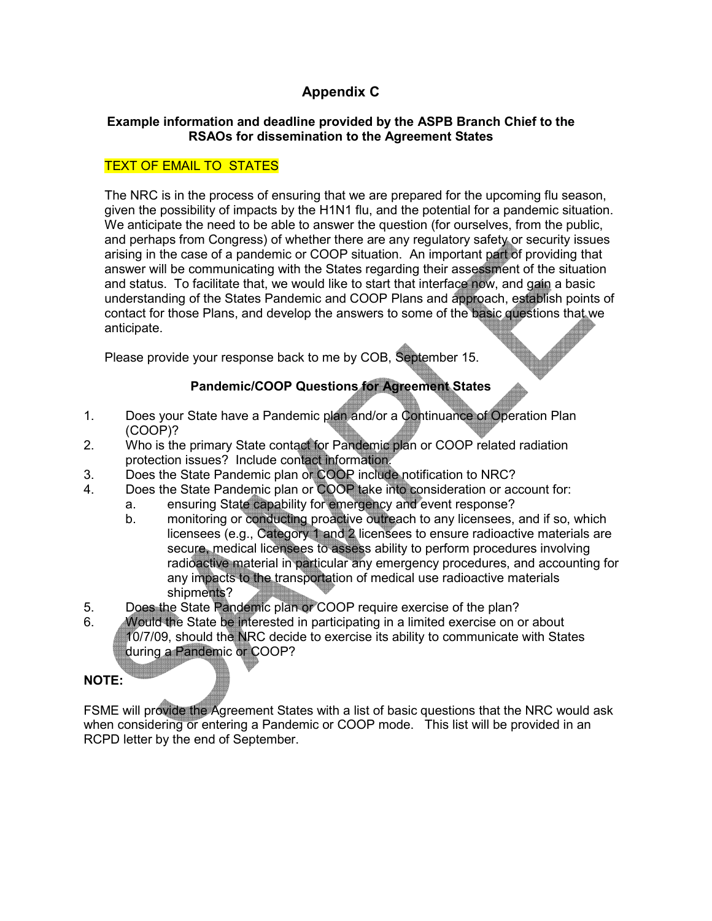# Appendix C

**Example information and deadline provided by the ASPB Branch Chief to the RSAOs for dissemination to the Agreement States**

TEXT OF EMAIL TO STATES

The NRC is in the process of ensuring that we are prepared for the upcoming flu season, given the possibility of impacts by the H1N1 flu, and the potential for a pandemic situation. We anticipate the need to be able to answer the question (for ourselves, from the public, and perhaps from Congress) of whether there are any regulatory safety or security issues arising in the case of a pandemic or COOP situation. An important part of providing that answer will be communicating with the States regarding their assessment of the situation and status. To facilitate that, we would like to start that interface now, and gain a basic understanding of the States Pandemic and COOP Plans and approach, establish points of contact for those Plans, and develop the answers to some of the basic questions that we anticipate.

Please provide your response back to me by COB, September 15.

**Pandemic/COOP Questions for Agreement States**

1. Does your State have a Pandemic plan and/or a Continuance of Operation Plan (COOP)?
2. Who is the primary State contact for Pandemic plan or COOP related radiation protection issues? Include contact information.
3. Does the State Pandemic plan or COOP include notification to NRC?
4. Does the State Pandemic plan or COOP take into consideration or account for:
   a. ensuring State capability for emergency and event response?
   b. monitoring or conducting proactive outreach to any licensees, and if so, which licensees (e.g., Category 1 and 2 licensees to ensure radioactive materials are secure, medical licensees to assess ability to perform procedures involving radioactive material in particular any emergency procedures, and accounting for any impacts to the transportation of medical use radioactive materials shipments?
5. Does the State Pandemic plan or COOP require exercise of the plan?
6. Would the State be interested in participating in a limited exercise on or about 10/7/09, should the NRC decide to exercise its ability to communicate with States during a Pandemic or COOP?

**NOTE:**

FSME will provide the Agreement States with a list of basic questions that the NRC would ask when considering or entering a Pandemic or COOP mode. This list will be provided in an RCPD letter by the end of September.